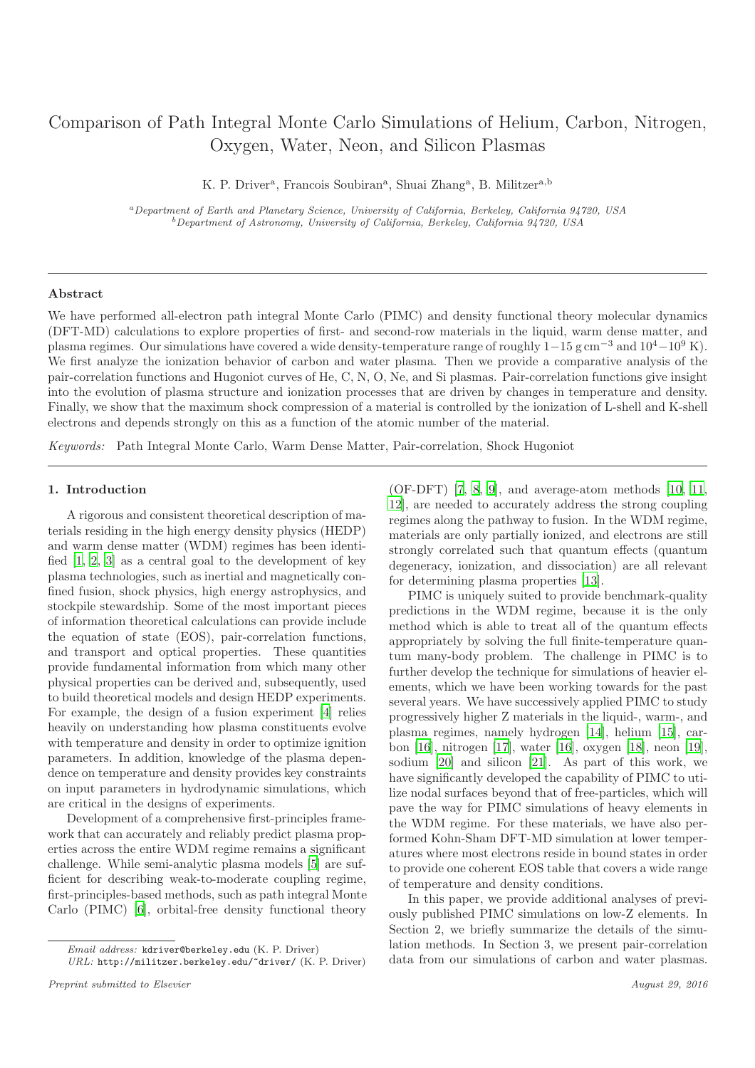# Comparison of Path Integral Monte Carlo Simulations of Helium, Carbon, Nitrogen, Oxygen, Water, Neon, and Silicon Plasmas

K. P. Driver[a], Francois Soubiran[a], Shuai Zhang[a], B. Militzer[a,b]

[a] *Department of Earth and Planetary Science, University of California, Berkeley, California 94720, USA*
[b] *Department of Astronomy, University of California, Berkeley, California 94720, USA*

---

## Abstract

We have performed all-electron path integral Monte Carlo (PIMC) and density functional theory molecular dynamics (DFT-MD) calculations to explore properties of first- and second-row materials in the liquid, warm dense matter, and plasma regimes. Our simulations have covered a wide density-temperature range of roughly $1-15\,\mathrm{g\,cm^{-3}}$ and $10^4-10^9$ K). We first analyze the ionization behavior of carbon and water plasma. Then we provide a comparative analysis of the pair-correlation functions and Hugoniot curves of He, C, N, O, Ne, and Si plasmas. Pair-correlation functions give insight into the evolution of plasma structure and ionization processes that are driven by changes in temperature and density. Finally, we show that the maximum shock compression of a material is controlled by the ionization of L-shell and K-shell electrons and depends strongly on this as a function of the atomic number of the material.

*Keywords:* Path Integral Monte Carlo, Warm Dense Matter, Pair-correlation, Shock Hugoniot

---

## 1. Introduction

A rigorous and consistent theoretical description of materials residing in the high energy density physics (HEDP) and warm dense matter (WDM) regimes has been identified [1, 2, 3] as a central goal to the development of key plasma technologies, such as inertial and magnetically confined fusion, shock physics, high energy astrophysics, and stockpile stewardship. Some of the most important pieces of information theoretical calculations can provide include the equation of state (EOS), pair-correlation functions, and transport and optical properties. These quantities provide fundamental information from which many other physical properties can be derived and, subsequently, used to build theoretical models and design HEDP experiments. For example, the design of a fusion experiment [4] relies heavily on understanding how plasma constituents evolve with temperature and density in order to optimize ignition parameters. In addition, knowledge of the plasma dependence on temperature and density provides key constraints on input parameters in hydrodynamic simulations, which are critical in the designs of experiments.

Development of a comprehensive first-principles framework that can accurately and reliably predict plasma properties across the entire WDM regime remains a significant challenge. While semi-analytic plasma models [5] are sufficient for describing weak-to-moderate coupling regime, first-principles-based methods, such as path integral Monte Carlo (PIMC) [6], orbital-free density functional theory (OF-DFT) [7, 8, 9], and average-atom methods [10, 11, 12], are needed to accurately address the strong coupling regimes along the pathway to fusion. In the WDM regime, materials are only partially ionized, and electrons are still strongly correlated such that quantum effects (quantum degeneracy, ionization, and dissociation) are all relevant for determining plasma properties [13].

PIMC is uniquely suited to provide benchmark-quality predictions in the WDM regime, because it is the only method which is able to treat all of the quantum effects appropriately by solving the full finite-temperature quantum many-body problem. The challenge in PIMC is to further develop the technique for simulations of heavier elements, which we have been working towards for the past several years. We have successively applied PIMC to study progressively higher Z materials in the liquid-, warm-, and plasma regimes, namely hydrogen [14], helium [15], carbon [16], nitrogen [17], water [16], oxygen [18], neon [19], sodium [20] and silicon [21]. As part of this work, we have significantly developed the capability of PIMC to utilize nodal surfaces beyond that of free-particles, which will pave the way for PIMC simulations of heavy elements in the WDM regime. For these materials, we have also performed Kohn-Sham DFT-MD simulation at lower temperatures where most electrons reside in bound states in order to provide one coherent EOS table that covers a wide range of temperature and density conditions.

In this paper, we provide additional analyses of previously published PIMC simulations on low-Z elements. In Section 2, we briefly summarize the details of the simulation methods. In Section 3, we present pair-correlation data from our simulations of carbon and water plasmas.

---

*Email address:* kdriver@berkeley.edu (K. P. Driver)
*URL:* http://militzer.berkeley.edu/~driver/ (K. P. Driver)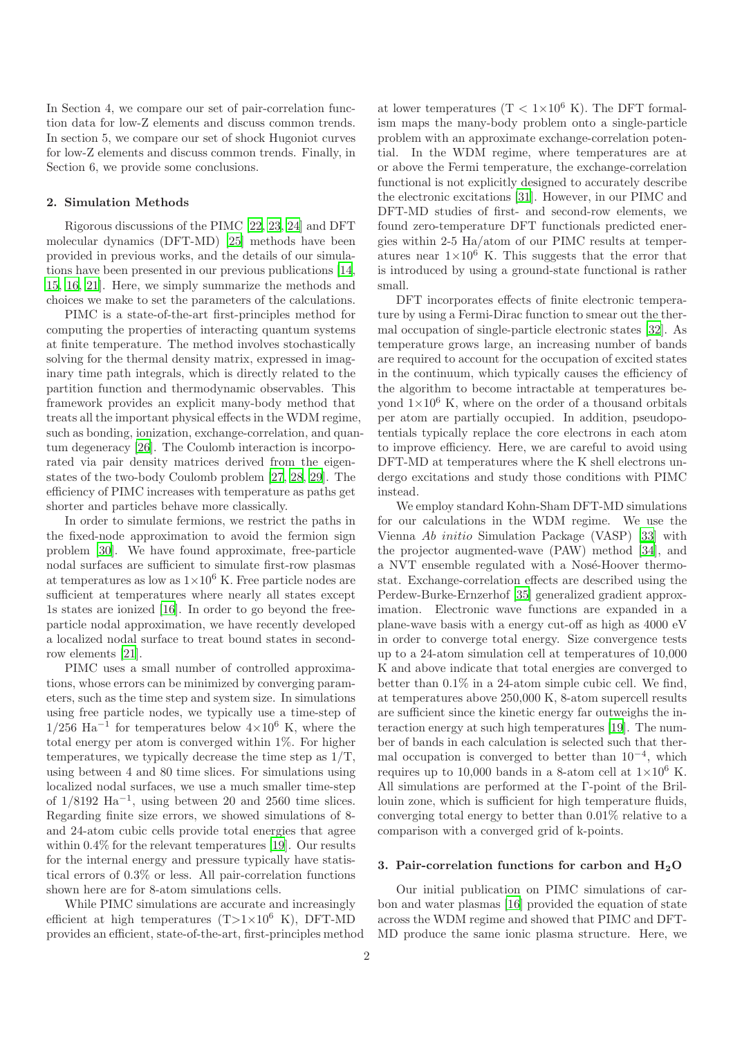In Section 4, we compare our set of pair-correlation function data for low-Z elements and discuss common trends. In section 5, we compare our set of shock Hugoniot curves for low-Z elements and discuss common trends. Finally, in Section 6, we provide some conclusions.

## 2. Simulation Methods

Rigorous discussions of the PIMC [22, 23, 24] and DFT molecular dynamics (DFT-MD) [25] methods have been provided in previous works, and the details of our simulations have been presented in our previous publications [14, 15, 16, 21]. Here, we simply summarize the methods and choices we make to set the parameters of the calculations.

PIMC is a state-of-the-art first-principles method for computing the properties of interacting quantum systems at finite temperature. The method involves stochastically solving for the thermal density matrix, expressed in imaginary time path integrals, which is directly related to the partition function and thermodynamic observables. This framework provides an explicit many-body method that treats all the important physical effects in the WDM regime, such as bonding, ionization, exchange-correlation, and quantum degeneracy [26]. The Coulomb interaction is incorporated via pair density matrices derived from the eigenstates of the two-body Coulomb problem [27, 28, 29]. The efficiency of PIMC increases with temperature as paths get shorter and particles behave more classically.

In order to simulate fermions, we restrict the paths in the fixed-node approximation to avoid the fermion sign problem [30]. We have found approximate, free-particle nodal surfaces are sufficient to simulate first-row plasmas at temperatures as low as $1\times10^6$ K. Free particle nodes are sufficient at temperatures where nearly all states except 1s states are ionized [16]. In order to go beyond the free-particle nodal approximation, we have recently developed a localized nodal surface to treat bound states in second-row elements [21].

PIMC uses a small number of controlled approximations, whose errors can be minimized by converging parameters, such as the time step and system size. In simulations using free particle nodes, we typically use a time-step of $1/256$ Ha$^{-1}$ for temperatures below $4\times10^6$ K, where the total energy per atom is converged within 1%. For higher temperatures, we typically decrease the time step as $1/T$, using between 4 and 80 time slices. For simulations using localized nodal surfaces, we use a much smaller time-step of $1/8192$ Ha$^{-1}$, using between 20 and 2560 time slices. Regarding finite size errors, we showed simulations of 8- and 24-atom cubic cells provide total energies that agree within 0.4% for the relevant temperatures [19]. Our results for the internal energy and pressure typically have statistical errors of 0.3% or less. All pair-correlation functions shown here are for 8-atom simulations cells.

While PIMC simulations are accurate and increasingly efficient at high temperatures ($T>1\times10^6$ K), DFT-MD provides an efficient, state-of-the-art, first-principles method at lower temperatures ($T < 1\times10^6$ K). The DFT formalism maps the many-body problem onto a single-particle problem with an approximate exchange-correlation potential. In the WDM regime, where temperatures are at or above the Fermi temperature, the exchange-correlation functional is not explicitly designed to accurately describe the electronic excitations [31]. However, in our PIMC and DFT-MD studies of first- and second-row elements, we found zero-temperature DFT functionals predicted energies within 2-5 Ha/atom of our PIMC results at temperatures near $1\times10^6$ K. This suggests that the error that is introduced by using a ground-state functional is rather small.

DFT incorporates effects of finite electronic temperature by using a Fermi-Dirac function to smear out the thermal occupation of single-particle electronic states [32]. As temperature grows large, an increasing number of bands are required to account for the occupation of excited states in the continuum, which typically causes the efficiency of the algorithm to become intractable at temperatures beyond $1\times10^6$ K, where on the order of a thousand orbitals per atom are partially occupied. In addition, pseudopotentials typically replace the core electrons in each atom to improve efficiency. Here, we are careful to avoid using DFT-MD at temperatures where the K shell electrons undergo excitations and study those conditions with PIMC instead.

We employ standard Kohn-Sham DFT-MD simulations for our calculations in the WDM regime. We use the Vienna *Ab initio* Simulation Package (VASP) [33] with the projector augmented-wave (PAW) method [34], and a NVT ensemble regulated with a Nosé-Hoover thermostat. Exchange-correlation effects are described using the Perdew-Burke-Ernzerhof [35] generalized gradient approximation. Electronic wave functions are expanded in a plane-wave basis with a energy cut-off as high as 4000 eV in order to converge total energy. Size convergence tests up to a 24-atom simulation cell at temperatures of 10,000 K and above indicate that total energies are converged to better than 0.1% in a 24-atom simple cubic cell. We find, at temperatures above 250,000 K, 8-atom supercell results are sufficient since the kinetic energy far outweighs the interaction energy at such high temperatures [19]. The number of bands in each calculation is selected such that thermal occupation is converged to better than $10^{-4}$, which requires up to 10,000 bands in a 8-atom cell at $1\times10^6$ K. All simulations are performed at the Γ-point of the Brillouin zone, which is sufficient for high temperature fluids, converging total energy to better than 0.01% relative to a comparison with a converged grid of k-points.

## 3. Pair-correlation functions for carbon and $H_2O$

Our initial publication on PIMC simulations of carbon and water plasmas [16] provided the equation of state across the WDM regime and showed that PIMC and DFT-MD produce the same ionic plasma structure. Here, we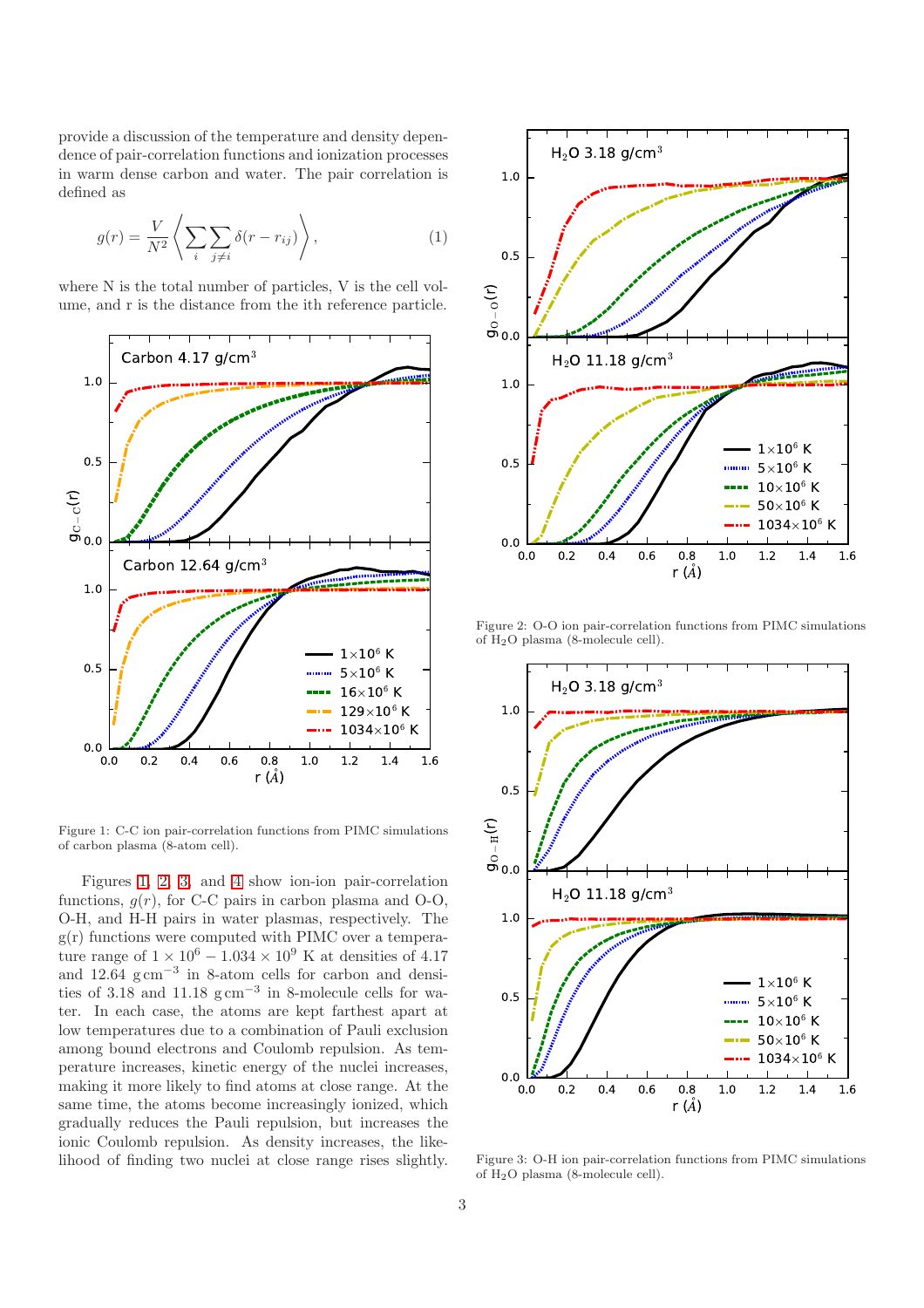provide a discussion of the temperature and density dependence of pair-correlation functions and ionization processes in warm dense carbon and water. The pair correlation is defined as

$$g(r) = \frac{V}{N^2} \left\langle \sum_i \sum_{j \neq i} \delta(r - r_{ij}) \right\rangle, \tag{1}$$

where N is the total number of particles, V is the cell volume, and r is the distance from the ith reference particle.

Figure 1: C-C ion pair-correlation functions from PIMC simulations of carbon plasma (8-atom cell).

Figures 1, 2, 3, and 4 show ion-ion pair-correlation functions, $g(r)$, for C-C pairs in carbon plasma and O-O, O-H, and H-H pairs in water plasmas, respectively. The g(r) functions were computed with PIMC over a temperature range of $1 \times 10^6 - 1.034 \times 10^9$ K at densities of 4.17 and 12.64 $\mathrm{g\,cm^{-3}}$ in 8-atom cells for carbon and densities of 3.18 and 11.18 $\mathrm{g\,cm^{-3}}$ in 8-molecule cells for water. In each case, the atoms are kept farthest apart at low temperatures due to a combination of Pauli exclusion among bound electrons and Coulomb repulsion. As temperature increases, kinetic energy of the nuclei increases, making it more likely to find atoms at close range. At the same time, the atoms become increasingly ionized, which gradually reduces the Pauli repulsion, but increases the ionic Coulomb repulsion. As density increases, the likelihood of finding two nuclei at close range rises slightly.

Figure 2: O-O ion pair-correlation functions from PIMC simulations of $H_2O$ plasma (8-molecule cell).

Figure 3: O-H ion pair-correlation functions from PIMC simulations of $H_2O$ plasma (8-molecule cell).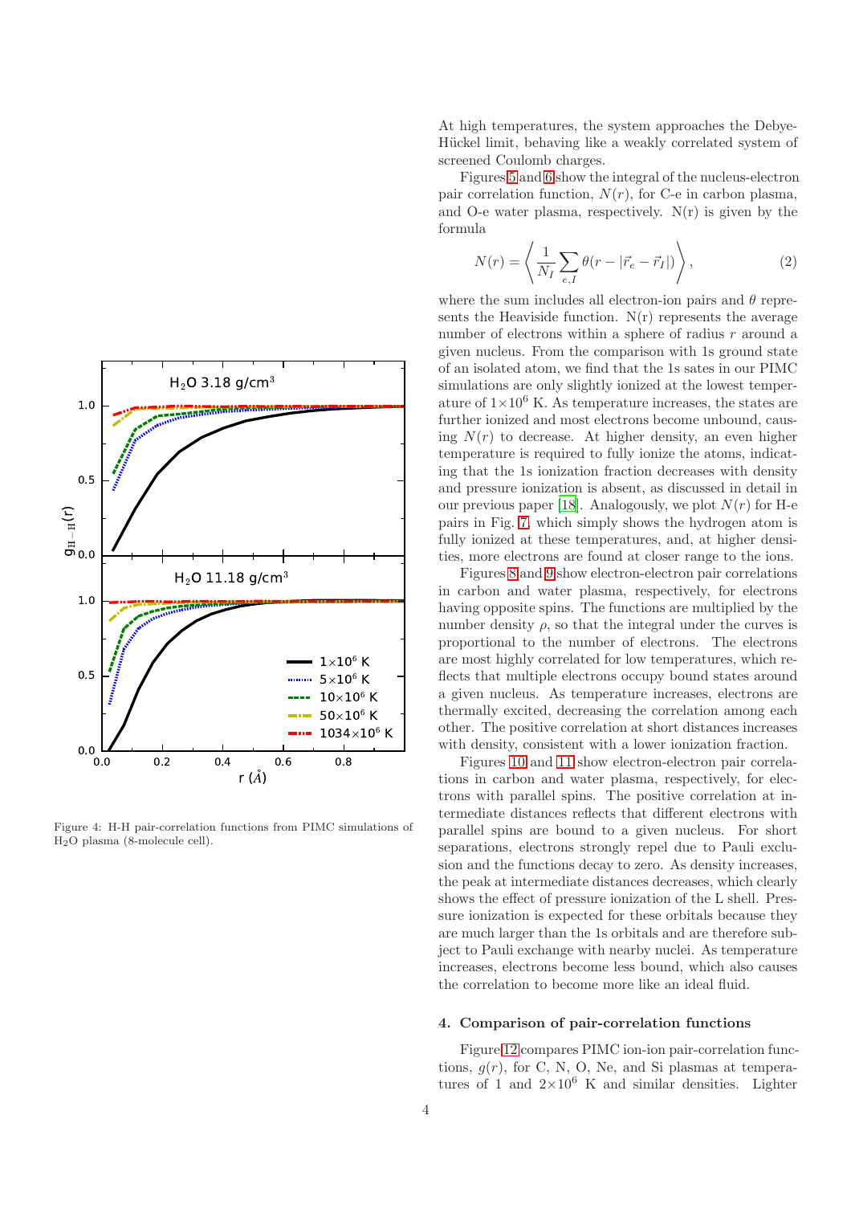Figure 4: H-H pair-correlation functions from PIMC simulations of $H_2O$ plasma (8-molecule cell).

At high temperatures, the system approaches the Debye-Hückel limit, behaving like a weakly correlated system of screened Coulomb charges.

Figures 5 and 6 show the integral of the nucleus-electron pair correlation function, $N(r)$, for C-e in carbon plasma, and O-e water plasma, respectively. N(r) is given by the formula

$$N(r) = \left\langle \frac{1}{N_I} \sum_{e,I} \theta(r - |\vec{r}_e - \vec{r}_I|) \right\rangle, \tag{2}$$

where the sum includes all electron-ion pairs and $\theta$ represents the Heaviside function. N(r) represents the average number of electrons within a sphere of radius $r$ around a given nucleus. From the comparison with 1s ground state of an isolated atom, we find that the 1s sates in our PIMC simulations are only slightly ionized at the lowest temperature of $1\times10^6$ K. As temperature increases, the states are further ionized and most electrons become unbound, causing $N(r)$ to decrease. At higher density, an even higher temperature is required to fully ionize the atoms, indicating that the 1s ionization fraction decreases with density and pressure ionization is absent, as discussed in detail in our previous paper [18]. Analogously, we plot $N(r)$ for H-e pairs in Fig. 7, which simply shows the hydrogen atom is fully ionized at these temperatures, and, at higher densities, more electrons are found at closer range to the ions.

Figures 8 and 9 show electron-electron pair correlations in carbon and water plasma, respectively, for electrons having opposite spins. The functions are multiplied by the number density $\rho$, so that the integral under the curves is proportional to the number of electrons. The electrons are most highly correlated for low temperatures, which reflects that multiple electrons occupy bound states around a given nucleus. As temperature increases, electrons are thermally excited, decreasing the correlation among each other. The positive correlation at short distances increases with density, consistent with a lower ionization fraction.

Figures 10 and 11 show electron-electron pair correlations in carbon and water plasma, respectively, for electrons with parallel spins. The positive correlation at intermediate distances reflects that different electrons with parallel spins are bound to a given nucleus. For short separations, electrons strongly repel due to Pauli exclusion and the functions decay to zero. As density increases, the peak at intermediate distances decreases, which clearly shows the effect of pressure ionization of the L shell. Pressure ionization is expected for these orbitals because they are much larger than the 1s orbitals and are therefore subject to Pauli exchange with nearby nuclei. As temperature increases, electrons become less bound, which also causes the correlation to become more like an ideal fluid.

## 4. Comparison of pair-correlation functions

Figure 12 compares PIMC ion-ion pair-correlation functions, $g(r)$, for C, N, O, Ne, and Si plasmas at temperatures of 1 and $2\times10^6$ K and similar densities. Lighter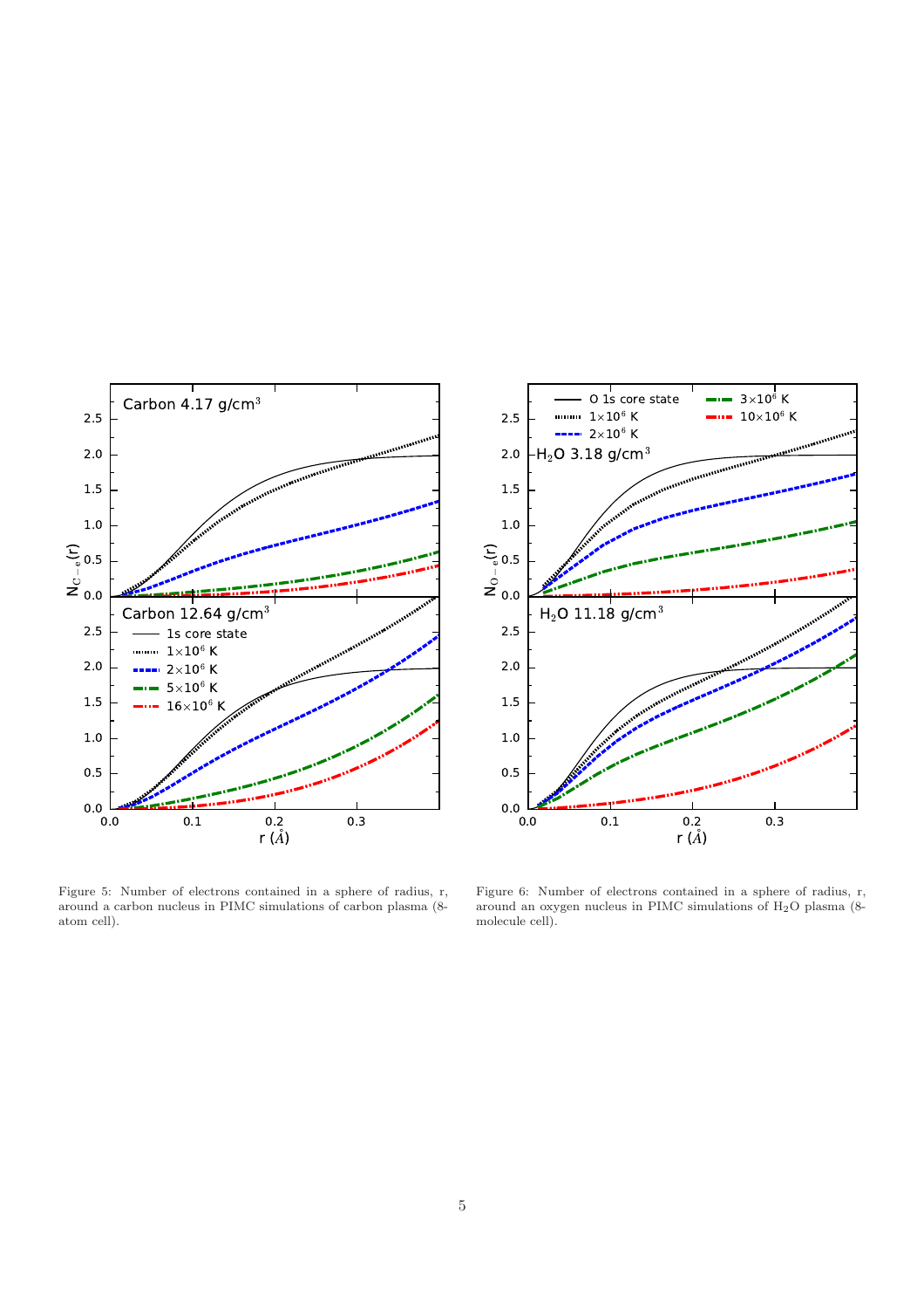Figure 5: Number of electrons contained in a sphere of radius, r, around a carbon nucleus in PIMC simulations of carbon plasma (8-atom cell).

Figure 6: Number of electrons contained in a sphere of radius, r, around an oxygen nucleus in PIMC simulations of $H_2O$ plasma (8-molecule cell).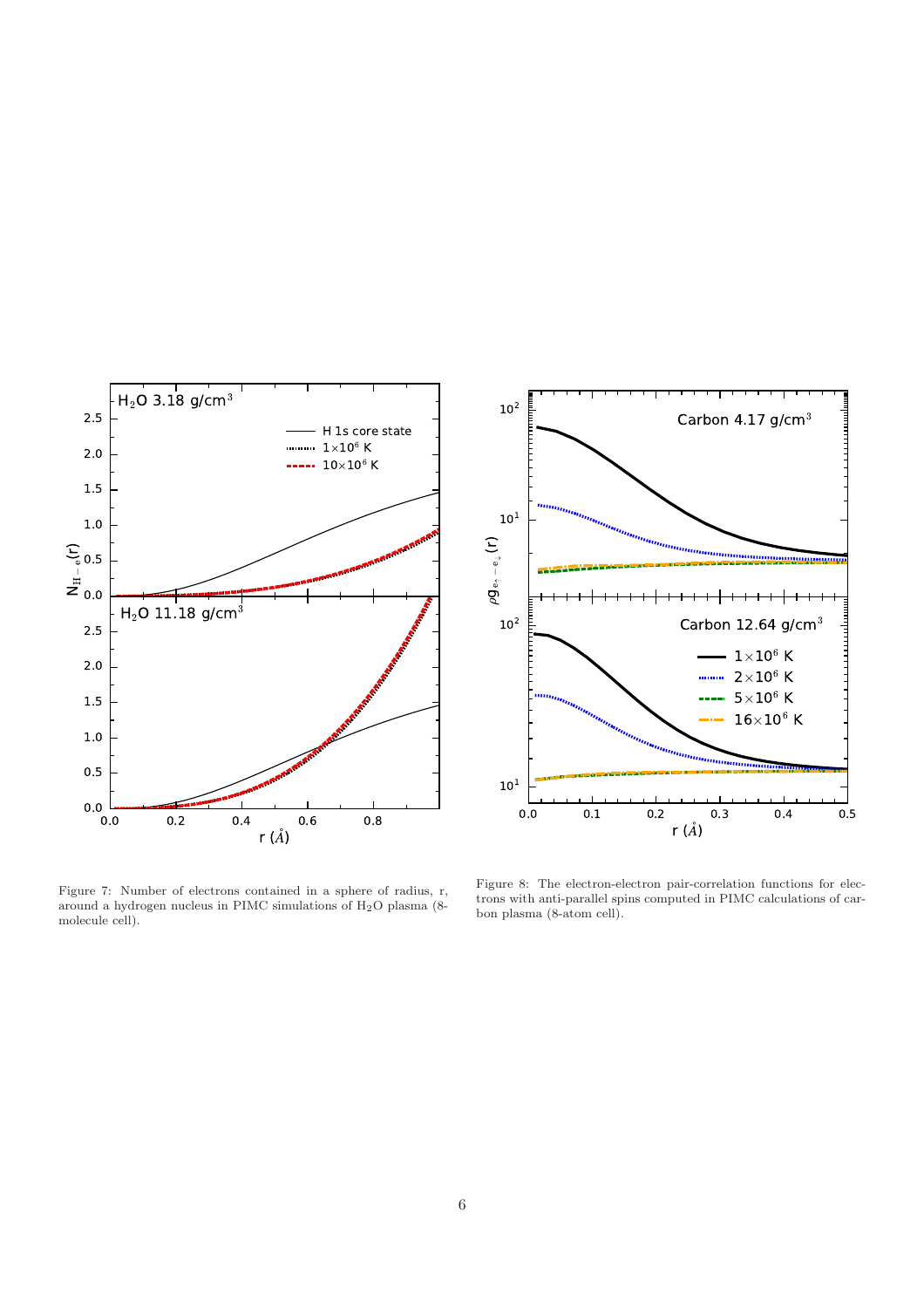Figure 7: Number of electrons contained in a sphere of radius, r, around a hydrogen nucleus in PIMC simulations of $H_2O$ plasma (8-molecule cell).

Figure 8: The electron-electron pair-correlation functions for electrons with anti-parallel spins computed in PIMC calculations of carbon plasma (8-atom cell).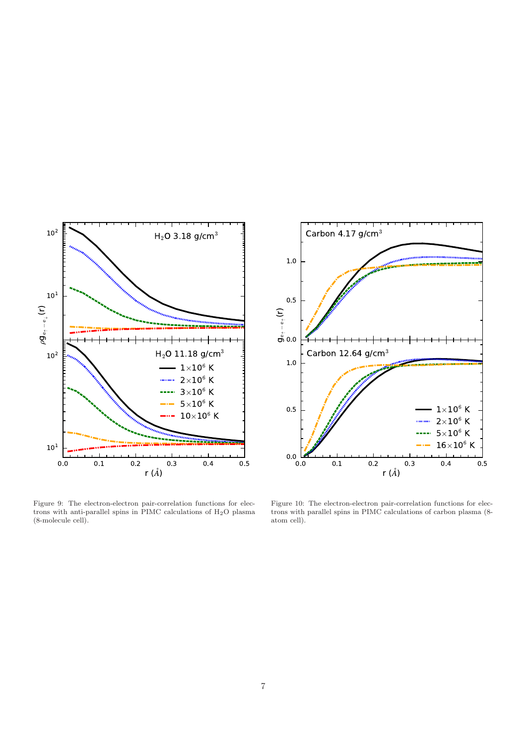Figure 9: The electron-electron pair-correlation functions for electrons with anti-parallel spins in PIMC calculations of $H_2O$ plasma (8-molecule cell).

Figure 10: The electron-electron pair-correlation functions for electrons with parallel spins in PIMC calculations of carbon plasma (8-atom cell).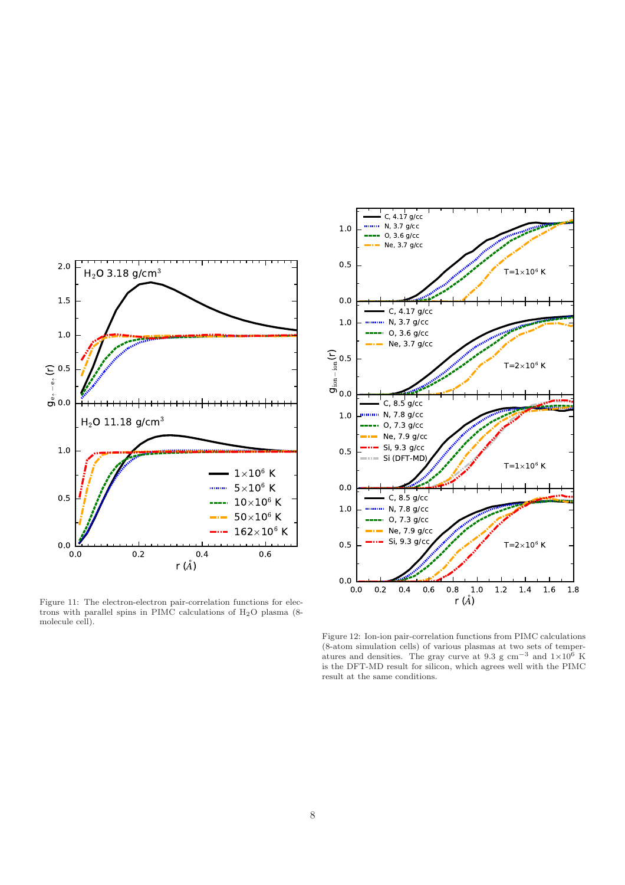Figure 11: The electron-electron pair-correlation functions for electrons with parallel spins in PIMC calculations of $H_2O$ plasma (8-molecule cell).

Figure 12: Ion-ion pair-correlation functions from PIMC calculations (8-atom simulation cells) of various plasmas at two sets of temperatures and densities. The gray curve at 9.3 g cm$^{-3}$ and $1{\times}10^6$ K is the DFT-MD result for silicon, which agrees well with the PIMC result at the same conditions.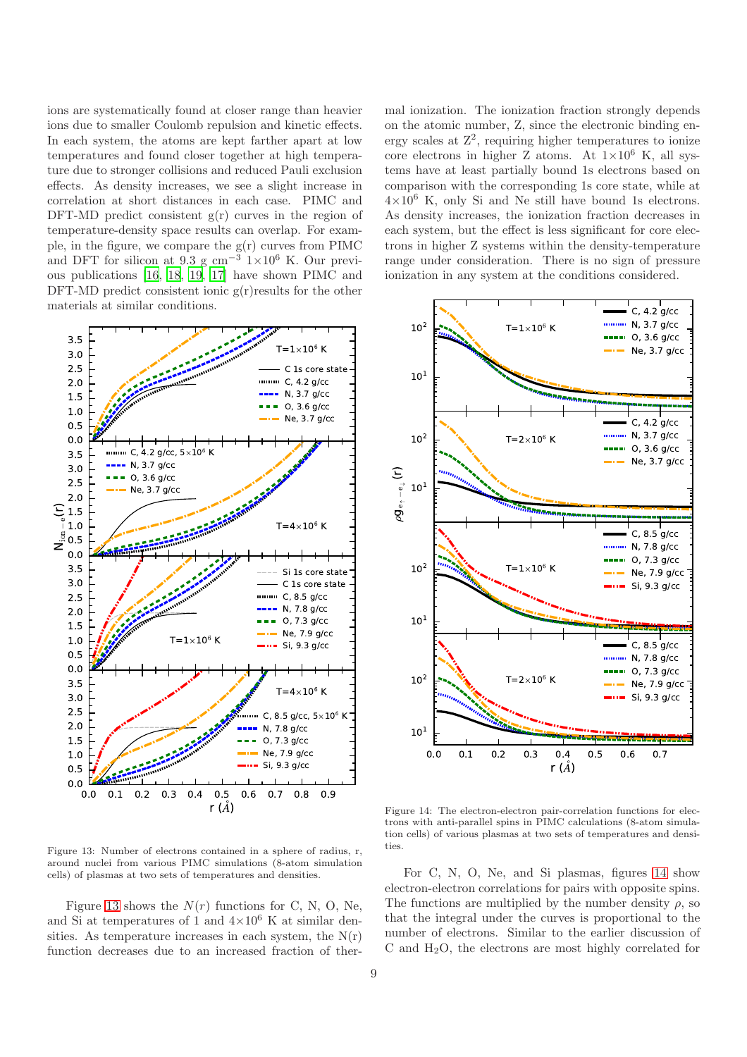ions are systematically found at closer range than heavier ions due to smaller Coulomb repulsion and kinetic effects. In each system, the atoms are kept farther apart at low temperatures and found closer together at high temperature due to stronger collisions and reduced Pauli exclusion effects. As density increases, we see a slight increase in correlation at short distances in each case. PIMC and DFT-MD predict consistent g(r) curves in the region of temperature-density space results can overlap. For example, in the figure, we compare the g(r) curves from PIMC and DFT for silicon at 9.3 g cm$^{-3}$ $1\times10^6$ K. Our previous publications [16, 18, 19, 17] have shown PIMC and DFT-MD predict consistent ionic g(r)results for the other materials at similar conditions.

Figure 13: Number of electrons contained in a sphere of radius, r, around nuclei from various PIMC simulations (8-atom simulation cells) of plasmas at two sets of temperatures and densities.

Figure 13 shows the $N(r)$ functions for C, N, O, Ne, and Si at temperatures of 1 and $4\times10^6$ K at similar densities. As temperature increases in each system, the N(r) function decreases due to an increased fraction of thermal ionization. The ionization fraction strongly depends on the atomic number, Z, since the electronic binding energy scales at $Z^2$, requiring higher temperatures to ionize core electrons in higher Z atoms. At $1\times10^6$ K, all systems have at least partially bound 1s electrons based on comparison with the corresponding 1s core state, while at $4\times10^6$ K, only Si and Ne still have bound 1s electrons. As density increases, the ionization fraction decreases in each system, but the effect is less significant for core electrons in higher Z systems within the density-temperature range under consideration. There is no sign of pressure ionization in any system at the conditions considered.

Figure 14: The electron-electron pair-correlation functions for electrons with anti-parallel spins in PIMC calculations (8-atom simulation cells) of various plasmas at two sets of temperatures and densities.

For C, N, O, Ne, and Si plasmas, figures 14 show electron-electron correlations for pairs with opposite spins. The functions are multiplied by the number density $\rho$, so that the integral under the curves is proportional to the number of electrons. Similar to the earlier discussion of C and $H_2O$, the electrons are most highly correlated for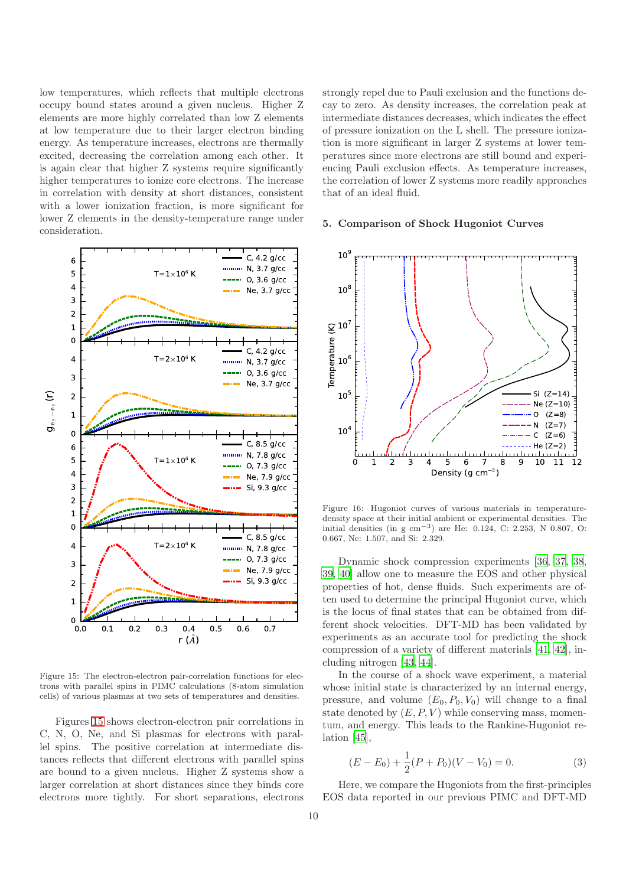low temperatures, which reflects that multiple electrons occupy bound states around a given nucleus. Higher Z elements are more highly correlated than low Z elements at low temperature due to their larger electron binding energy. As temperature increases, electrons are thermally excited, decreasing the correlation among each other. It is again clear that higher Z systems require significantly higher temperatures to ionize core electrons. The increase in correlation with density at short distances, consistent with a lower ionization fraction, is more significant for lower Z elements in the density-temperature range under consideration.

Figure 15: The electron-electron pair-correlation functions for electrons with parallel spins in PIMC calculations (8-atom simulation cells) of various plasmas at two sets of temperatures and densities.

Figures 15 shows electron-electron pair correlations in C, N, O, Ne, and Si plasmas for electrons with parallel spins. The positive correlation at intermediate distances reflects that different electrons with parallel spins are bound to a given nucleus. Higher Z systems show a larger correlation at short distances since they binds core electrons more tightly. For short separations, electrons strongly repel due to Pauli exclusion and the functions decay to zero. As density increases, the correlation peak at intermediate distances decreases, which indicates the effect of pressure ionization on the L shell. The pressure ionization is more significant in larger Z systems at lower temperatures since more electrons are still bound and experiencing Pauli exclusion effects. As temperature increases, the correlation of lower Z systems more readily approaches that of an ideal fluid.

### 5. Comparison of Shock Hugoniot Curves

Figure 16: Hugoniot curves of various materials in temperature-density space at their initial ambient or experimental densities. The initial densities (in g cm$^{-3}$) are He: 0.124, C: 2.253, N 0.807, O: 0.667, Ne: 1.507, and Si: 2.329.

Dynamic shock compression experiments [36, 37, 38, 39, 40] allow one to measure the EOS and other physical properties of hot, dense fluids. Such experiments are often used to determine the principal Hugoniot curve, which is the locus of final states that can be obtained from different shock velocities. DFT-MD has been validated by experiments as an accurate tool for predicting the shock compression of a variety of different materials [41, 42], including nitrogen [43, 44].

In the course of a shock wave experiment, a material whose initial state is characterized by an internal energy, pressure, and volume $(E_0, P_0, V_0)$ will change to a final state denoted by $(E, P, V)$ while conserving mass, momentum, and energy. This leads to the Rankine-Hugoniot relation [45],

$$(E - E_0) + \frac{1}{2}(P + P_0)(V - V_0) = 0. \tag{3}$$

Here, we compare the Hugoniots from the first-principles EOS data reported in our previous PIMC and DFT-MD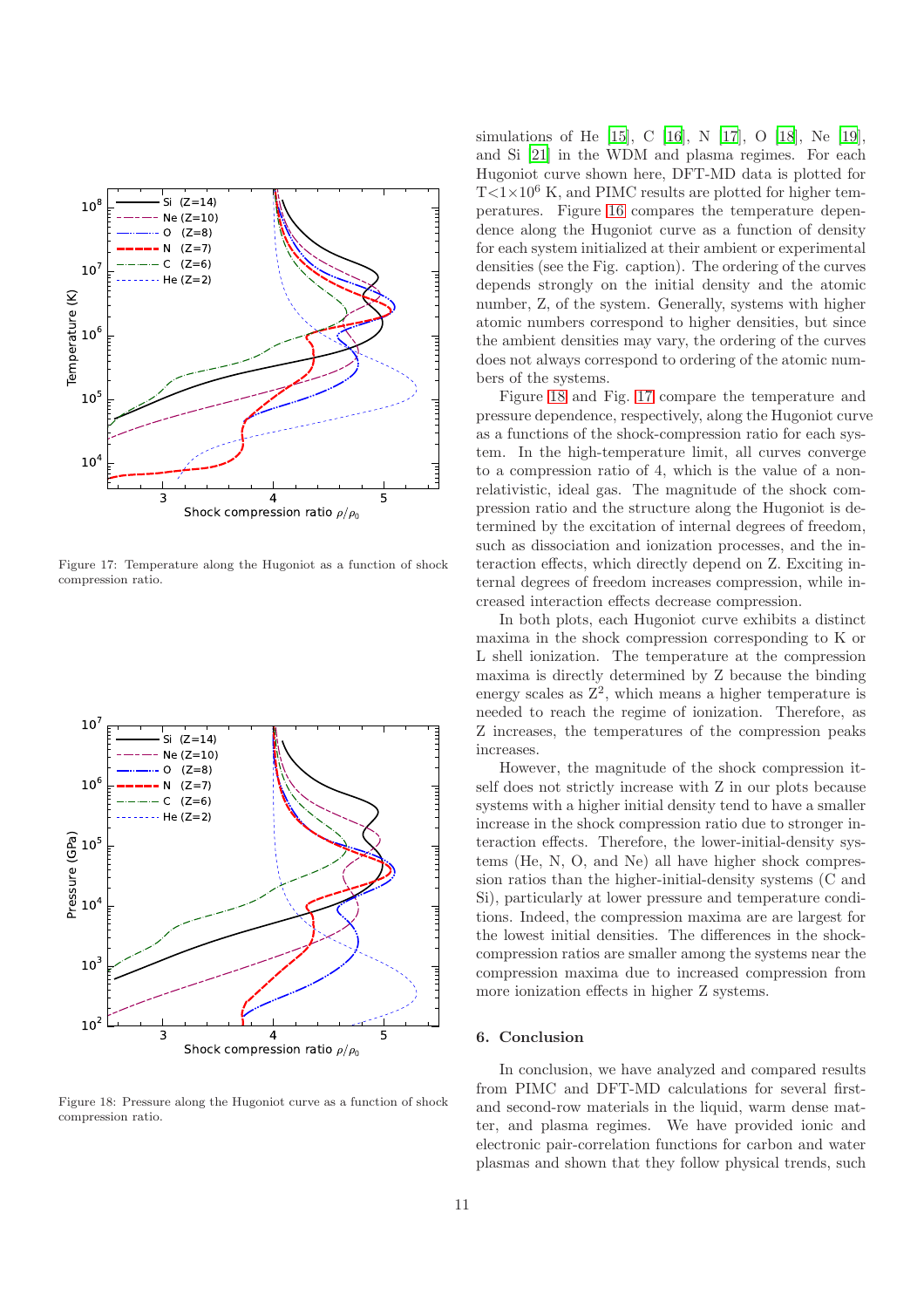Figure 17: Temperature along the Hugoniot as a function of shock compression ratio.

Figure 18: Pressure along the Hugoniot curve as a function of shock compression ratio.

simulations of He [15], C [16], N [17], O [18], Ne [19], and Si [21] in the WDM and plasma regimes. For each Hugoniot curve shown here, DFT-MD data is plotted for T<$1\times10^6$ K, and PIMC results are plotted for higher temperatures. Figure 16 compares the temperature dependence along the Hugoniot curve as a function of density for each system initialized at their ambient or experimental densities (see the Fig. caption). The ordering of the curves depends strongly on the initial density and the atomic number, Z, of the system. Generally, systems with higher atomic numbers correspond to higher densities, but since the ambient densities may vary, the ordering of the curves does not always correspond to ordering of the atomic numbers of the systems.

Figure 18 and Fig. 17 compare the temperature and pressure dependence, respectively, along the Hugoniot curve as a functions of the shock-compression ratio for each system. In the high-temperature limit, all curves converge to a compression ratio of 4, which is the value of a non-relativistic, ideal gas. The magnitude of the shock compression ratio and the structure along the Hugoniot is determined by the excitation of internal degrees of freedom, such as dissociation and ionization processes, and the interaction effects, which directly depend on Z. Exciting internal degrees of freedom increases compression, while increased interaction effects decrease compression.

In both plots, each Hugoniot curve exhibits a distinct maxima in the shock compression corresponding to K or L shell ionization. The temperature at the compression maxima is directly determined by Z because the binding energy scales as $Z^2$, which means a higher temperature is needed to reach the regime of ionization. Therefore, as Z increases, the temperatures of the compression peaks increases.

However, the magnitude of the shock compression itself does not strictly increase with Z in our plots because systems with a higher initial density tend to have a smaller increase in the shock compression ratio due to stronger interaction effects. Therefore, the lower-initial-density systems (He, N, O, and Ne) all have higher shock compression ratios than the higher-initial-density systems (C and Si), particularly at lower pressure and temperature conditions. Indeed, the compression maxima are are largest for the lowest initial densities. The differences in the shock-compression ratios are smaller among the systems near the compression maxima due to increased compression from more ionization effects in higher Z systems.

## 6. Conclusion

In conclusion, we have analyzed and compared results from PIMC and DFT-MD calculations for several first- and second-row materials in the liquid, warm dense matter, and plasma regimes. We have provided ionic and electronic pair-correlation functions for carbon and water plasmas and shown that they follow physical trends, such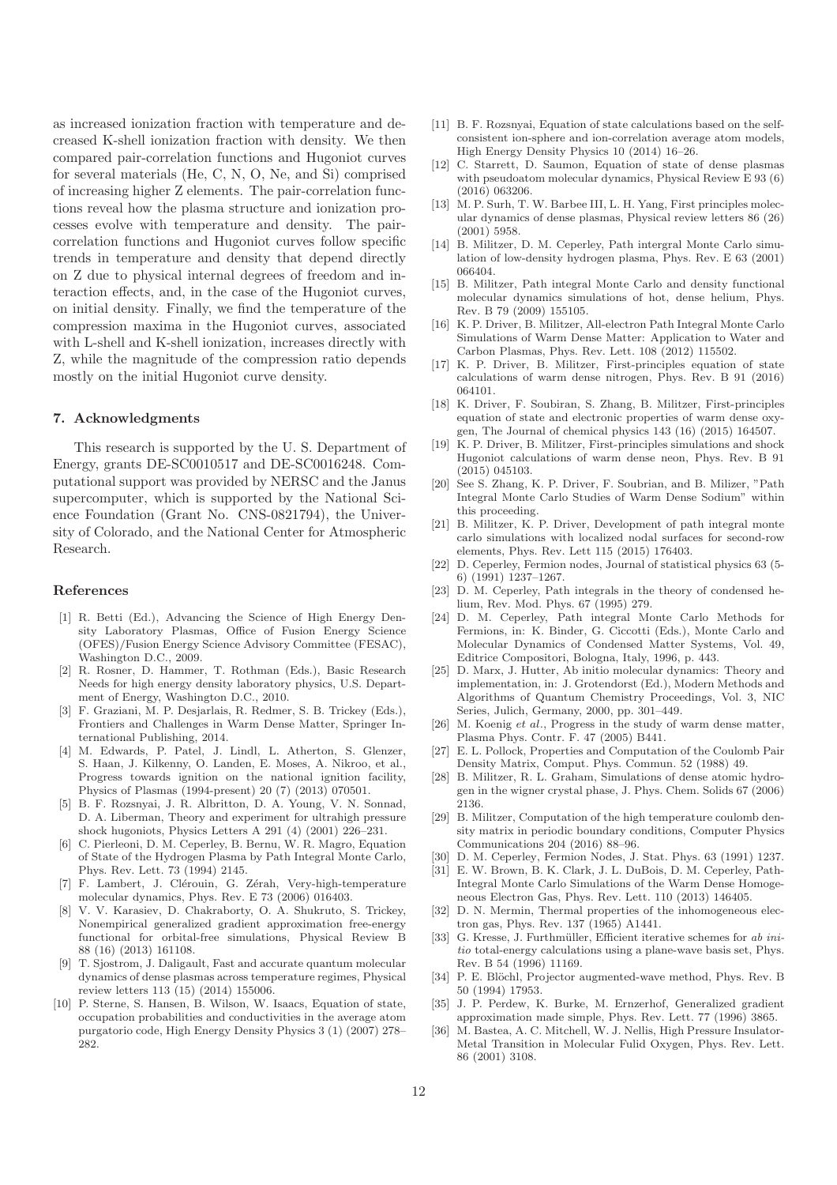as increased ionization fraction with temperature and decreased K-shell ionization fraction with density. We then compared pair-correlation functions and Hugoniot curves for several materials (He, C, N, O, Ne, and Si) comprised of increasing higher Z elements. The pair-correlation functions reveal how the plasma structure and ionization processes evolve with temperature and density. The pair-correlation functions and Hugoniot curves follow specific trends in temperature and density that depend directly on Z due to physical internal degrees of freedom and interaction effects, and, in the case of the Hugoniot curves, on initial density. Finally, we find the temperature of the compression maxima in the Hugoniot curves, associated with L-shell and K-shell ionization, increases directly with Z, while the magnitude of the compression ratio depends mostly on the initial Hugoniot curve density.

## 7. Acknowledgments

This research is supported by the U. S. Department of Energy, grants DE-SC0010517 and DE-SC0016248. Computational support was provided by NERSC and the Janus supercomputer, which is supported by the National Science Foundation (Grant No. CNS-0821794), the University of Colorado, and the National Center for Atmospheric Research.

## References

[1] R. Betti (Ed.), Advancing the Science of High Energy Density Laboratory Plasmas, Office of Fusion Energy Science (OFES)/Fusion Energy Science Advisory Committee (FESAC), Washington D.C., 2009.

[2] R. Rosner, D. Hammer, T. Rothman (Eds.), Basic Research Needs for high energy density laboratory physics, U.S. Department of Energy, Washington D.C., 2010.

[3] F. Graziani, M. P. Desjarlais, R. Redmer, S. B. Trickey (Eds.), Frontiers and Challenges in Warm Dense Matter, Springer International Publishing, 2014.

[4] M. Edwards, P. Patel, J. Lindl, L. Atherton, S. Glenzer, S. Haan, J. Kilkenny, O. Landen, E. Moses, A. Nikroo, et al., Progress towards ignition on the national ignition facility, Physics of Plasmas (1994-present) 20 (7) (2013) 070501.

[5] B. F. Rozsnyai, J. R. Albritton, D. A. Young, V. N. Sonnad, D. A. Liberman, Theory and experiment for ultrahigh pressure shock hugoniots, Physics Letters A 291 (4) (2001) 226–231.

[6] C. Pierleoni, D. M. Ceperley, B. Bernu, W. R. Magro, Equation of State of the Hydrogen Plasma by Path Integral Monte Carlo, Phys. Rev. Lett. 73 (1994) 2145.

[7] F. Lambert, J. Clérouin, G. Zérah, Very-high-temperature molecular dynamics, Phys. Rev. E 73 (2006) 016403.

[8] V. V. Karasiev, D. Chakraborty, O. A. Shukruto, S. Trickey, Nonempirical generalized gradient approximation free-energy functional for orbital-free simulations, Physical Review B 88 (16) (2013) 161108.

[9] T. Sjostrom, J. Daligault, Fast and accurate quantum molecular dynamics of dense plasmas across temperature regimes, Physical review letters 113 (15) (2014) 155006.

[10] P. Sterne, S. Hansen, B. Wilson, W. Isaacs, Equation of state, occupation probabilities and conductivities in the average atom purgatorio code, High Energy Density Physics 3 (1) (2007) 278–282.

[11] B. F. Rozsnyai, Equation of state calculations based on the self-consistent ion-sphere and ion-correlation average atom models, High Energy Density Physics 10 (2014) 16–26.

[12] C. Starrett, D. Saumon, Equation of state of dense plasmas with pseudoatom molecular dynamics, Physical Review E 93 (6) (2016) 063206.

[13] M. P. Surh, T. W. Barbee III, L. H. Yang, First principles molecular dynamics of dense plasmas, Physical review letters 86 (26) (2001) 5958.

[14] B. Militzer, D. M. Ceperley, Path intergral Monte Carlo simulation of low-density hydrogen plasma, Phys. Rev. E 63 (2001) 066404.

[15] B. Militzer, Path integral Monte Carlo and density functional molecular dynamics simulations of hot, dense helium, Phys. Rev. B 79 (2009) 155105.

[16] K. P. Driver, B. Militzer, All-electron Path Integral Monte Carlo Simulations of Warm Dense Matter: Application to Water and Carbon Plasmas, Phys. Rev. Lett. 108 (2012) 115502.

[17] K. P. Driver, B. Militzer, First-principles equation of state calculations of warm dense nitrogen, Phys. Rev. B 91 (2016) 064101.

[18] K. Driver, F. Soubiran, S. Zhang, B. Militzer, First-principles equation of state and electronic properties of warm dense oxygen, The Journal of chemical physics 143 (16) (2015) 164507.

[19] K. P. Driver, B. Militzer, First-principles simulations and shock Hugoniot calculations of warm dense neon, Phys. Rev. B 91 (2015) 045103.

[20] See S. Zhang, K. P. Driver, F. Soubrian, and B. Milizer, "Path Integral Monte Carlo Studies of Warm Dense Sodium" within this proceeding.

[21] B. Militzer, K. P. Driver, Development of path integral monte carlo simulations with localized nodal surfaces for second-row elements, Phys. Rev. Lett 115 (2015) 176403.

[22] D. Ceperley, Fermion nodes, Journal of statistical physics 63 (5-6) (1991) 1237–1267.

[23] D. M. Ceperley, Path integrals in the theory of condensed helium, Rev. Mod. Phys. 67 (1995) 279.

[24] D. M. Ceperley, Path integral Monte Carlo Methods for Fermions, in: K. Binder, G. Ciccotti (Eds.), Monte Carlo and Molecular Dynamics of Condensed Matter Systems, Vol. 49, Editrice Compositori, Bologna, Italy, 1996, p. 443.

[25] D. Marx, J. Hutter, Ab initio molecular dynamics: Theory and implementation, in: J. Grotendorst (Ed.), Modern Methods and Algorithms of Quantum Chemistry Proceedings, Vol. 3, NIC Series, Julich, Germany, 2000, pp. 301–449.

[26] M. Koenig *et al.*, Progress in the study of warm dense matter, Plasma Phys. Contr. F. 47 (2005) B441.

[27] E. L. Pollock, Properties and Computation of the Coulomb Pair Density Matrix, Comput. Phys. Commun. 52 (1988) 49.

[28] B. Militzer, R. L. Graham, Simulations of dense atomic hydrogen in the wigner crystal phase, J. Phys. Chem. Solids 67 (2006) 2136.

[29] B. Militzer, Computation of the high temperature coulomb density matrix in periodic boundary conditions, Computer Physics Communications 204 (2016) 88–96.

[30] D. M. Ceperley, Fermion Nodes, J. Stat. Phys. 63 (1991) 1237.

[31] E. W. Brown, B. K. Clark, J. L. DuBois, D. M. Ceperley, Path-Integral Monte Carlo Simulations of the Warm Dense Homogeneous Electron Gas, Phys. Rev. Lett. 110 (2013) 146405.

[32] D. N. Mermin, Thermal properties of the inhomogeneous electron gas, Phys. Rev. 137 (1965) A1441.

[33] G. Kresse, J. Furthmüller, Efficient iterative schemes for *ab initio* total-energy calculations using a plane-wave basis set, Phys. Rev. B 54 (1996) 11169.

[34] P. E. Blöchl, Projector augmented-wave method, Phys. Rev. B 50 (1994) 17953.

[35] J. P. Perdew, K. Burke, M. Ernzerhof, Generalized gradient approximation made simple, Phys. Rev. Lett. 77 (1996) 3865.

[36] M. Bastea, A. C. Mitchell, W. J. Nellis, High Pressure Insulator-Metal Transition in Molecular Fulid Oxygen, Phys. Rev. Lett. 86 (2001) 3108.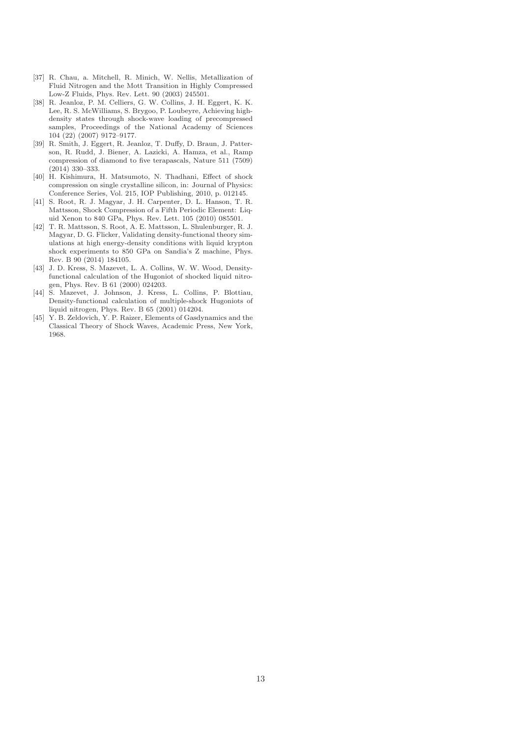[37] R. Chau, a. Mitchell, R. Minich, W. Nellis, Metallization of Fluid Nitrogen and the Mott Transition in Highly Compressed Low-Z Fluids, Phys. Rev. Lett. 90 (2003) 245501.

[38] R. Jeanloz, P. M. Celliers, G. W. Collins, J. H. Eggert, K. K. Lee, R. S. McWilliams, S. Brygoo, P. Loubeyre, Achieving high-density states through shock-wave loading of precompressed samples, Proceedings of the National Academy of Sciences 104 (22) (2007) 9172–9177.

[39] R. Smith, J. Eggert, R. Jeanloz, T. Duffy, D. Braun, J. Patterson, R. Rudd, J. Biener, A. Lazicki, A. Hamza, et al., Ramp compression of diamond to five terapascals, Nature 511 (7509) (2014) 330–333.

[40] H. Kishimura, H. Matsumoto, N. Thadhani, Effect of shock compression on single crystalline silicon, in: Journal of Physics: Conference Series, Vol. 215, IOP Publishing, 2010, p. 012145.

[41] S. Root, R. J. Magyar, J. H. Carpenter, D. L. Hanson, T. R. Mattsson, Shock Compression of a Fifth Periodic Element: Liquid Xenon to 840 GPa, Phys. Rev. Lett. 105 (2010) 085501.

[42] T. R. Mattsson, S. Root, A. E. Mattsson, L. Shulenburger, R. J. Magyar, D. G. Flicker, Validating density-functional theory simulations at high energy-density conditions with liquid krypton shock experiments to 850 GPa on Sandia's Z machine, Phys. Rev. B 90 (2014) 184105.

[43] J. D. Kress, S. Mazevet, L. A. Collins, W. W. Wood, Density-functional calculation of the Hugoniot of shocked liquid nitrogen, Phys. Rev. B 61 (2000) 024203.

[44] S. Mazevet, J. Johnson, J. Kress, L. Collins, P. Blottiau, Density-functional calculation of multiple-shock Hugoniots of liquid nitrogen, Phys. Rev. B 65 (2001) 014204.

[45] Y. B. Zeldovich, Y. P. Raizer, Elements of Gasdynamics and the Classical Theory of Shock Waves, Academic Press, New York, 1968.